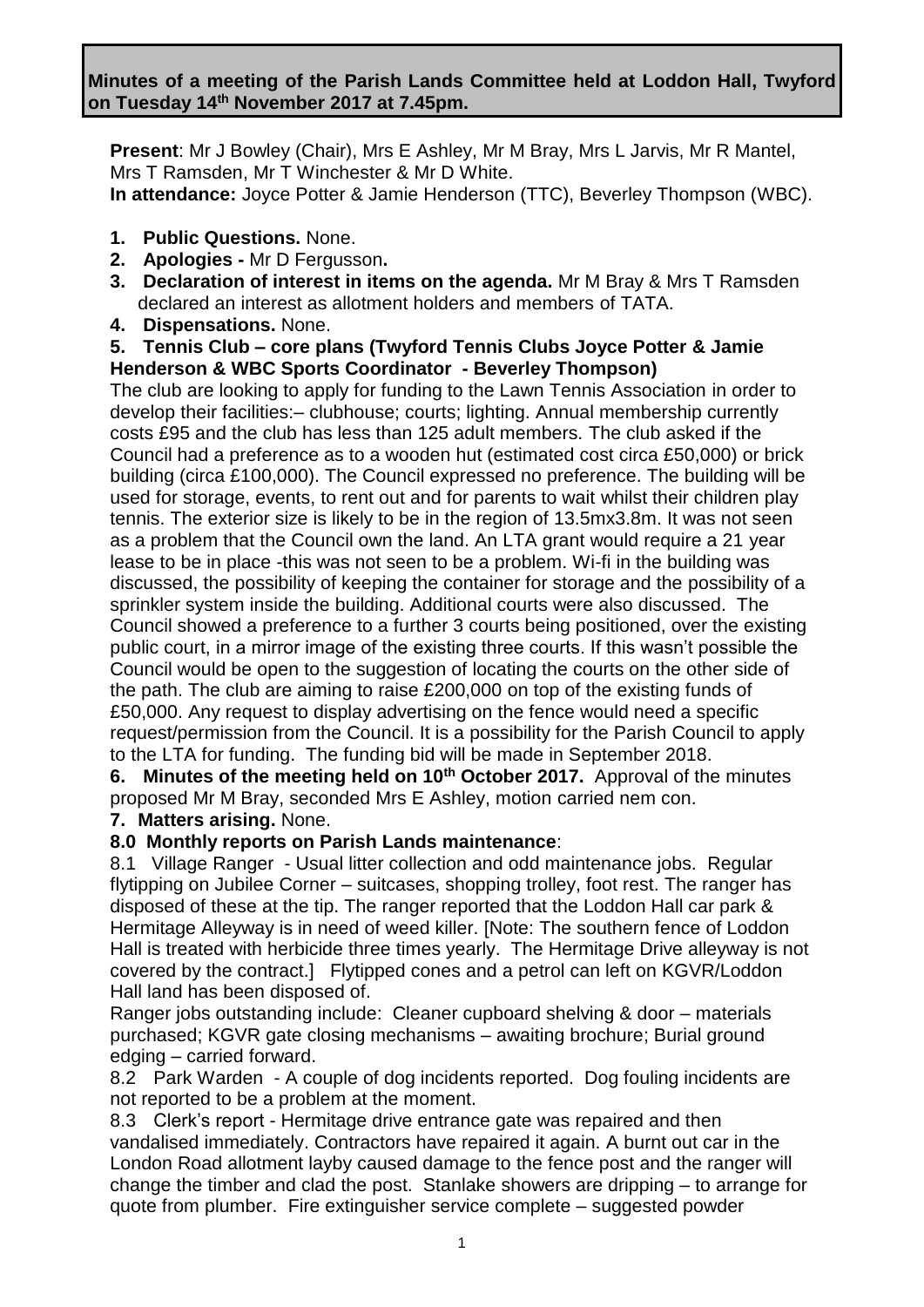**Minutes of a meeting of the Parish Lands Committee held at Loddon Hall, Twyford on Tuesday 14th November 2017 at 7.45pm.**

**Present**: Mr J Bowley (Chair), Mrs E Ashley, Mr M Bray, Mrs L Jarvis, Mr R Mantel, Mrs T Ramsden, Mr T Winchester & Mr D White.
**In attendance:** Joyce Potter & Jamie Henderson (TTC), Beverley Thompson (WBC).

1. **Public Questions.** None.
2. **Apologies -** Mr D Fergusson**.**
3. **Declaration of interest in items on the agenda.** Mr M Bray & Mrs T Ramsden declared an interest as allotment holders and members of TATA.
4. **Dispensations.** None.
5. **Tennis Club – core plans (Twyford Tennis Clubs Joyce Potter & Jamie Henderson & WBC Sports Coordinator - Beverley Thompson)**

The club are looking to apply for funding to the Lawn Tennis Association in order to develop their facilities:– clubhouse; courts; lighting. Annual membership currently costs £95 and the club has less than 125 adult members. The club asked if the Council had a preference as to a wooden hut (estimated cost circa £50,000) or brick building (circa £100,000). The Council expressed no preference. The building will be used for storage, events, to rent out and for parents to wait whilst their children play tennis. The exterior size is likely to be in the region of 13.5mx3.8m. It was not seen as a problem that the Council own the land. An LTA grant would require a 21 year lease to be in place -this was not seen to be a problem. Wi-fi in the building was discussed, the possibility of keeping the container for storage and the possibility of a sprinkler system inside the building. Additional courts were also discussed. The Council showed a preference to a further 3 courts being positioned, over the existing public court, in a mirror image of the existing three courts. If this wasn't possible the Council would be open to the suggestion of locating the courts on the other side of the path. The club are aiming to raise £200,000 on top of the existing funds of £50,000. Any request to display advertising on the fence would need a specific request/permission from the Council. It is a possibility for the Parish Council to apply to the LTA for funding. The funding bid will be made in September 2018.

**6. Minutes of the meeting held on 10th October 2017.** Approval of the minutes proposed Mr M Bray, seconded Mrs E Ashley, motion carried nem con.

**7. Matters arising.** None.

**8.0 Monthly reports on Parish Lands maintenance**:

8.1 Village Ranger - Usual litter collection and odd maintenance jobs. Regular flytipping on Jubilee Corner – suitcases, shopping trolley, foot rest. The ranger has disposed of these at the tip. The ranger reported that the Loddon Hall car park & Hermitage Alleyway is in need of weed killer. [Note: The southern fence of Loddon Hall is treated with herbicide three times yearly. The Hermitage Drive alleyway is not covered by the contract.] Flytipped cones and a petrol can left on KGVR/Loddon Hall land has been disposed of.

Ranger jobs outstanding include: Cleaner cupboard shelving & door – materials purchased; KGVR gate closing mechanisms – awaiting brochure; Burial ground edging – carried forward.

8.2 Park Warden - A couple of dog incidents reported. Dog fouling incidents are not reported to be a problem at the moment.

8.3 Clerk's report - Hermitage drive entrance gate was repaired and then vandalised immediately. Contractors have repaired it again. A burnt out car in the London Road allotment layby caused damage to the fence post and the ranger will change the timber and clad the post. Stanlake showers are dripping – to arrange for quote from plumber. Fire extinguisher service complete – suggested powder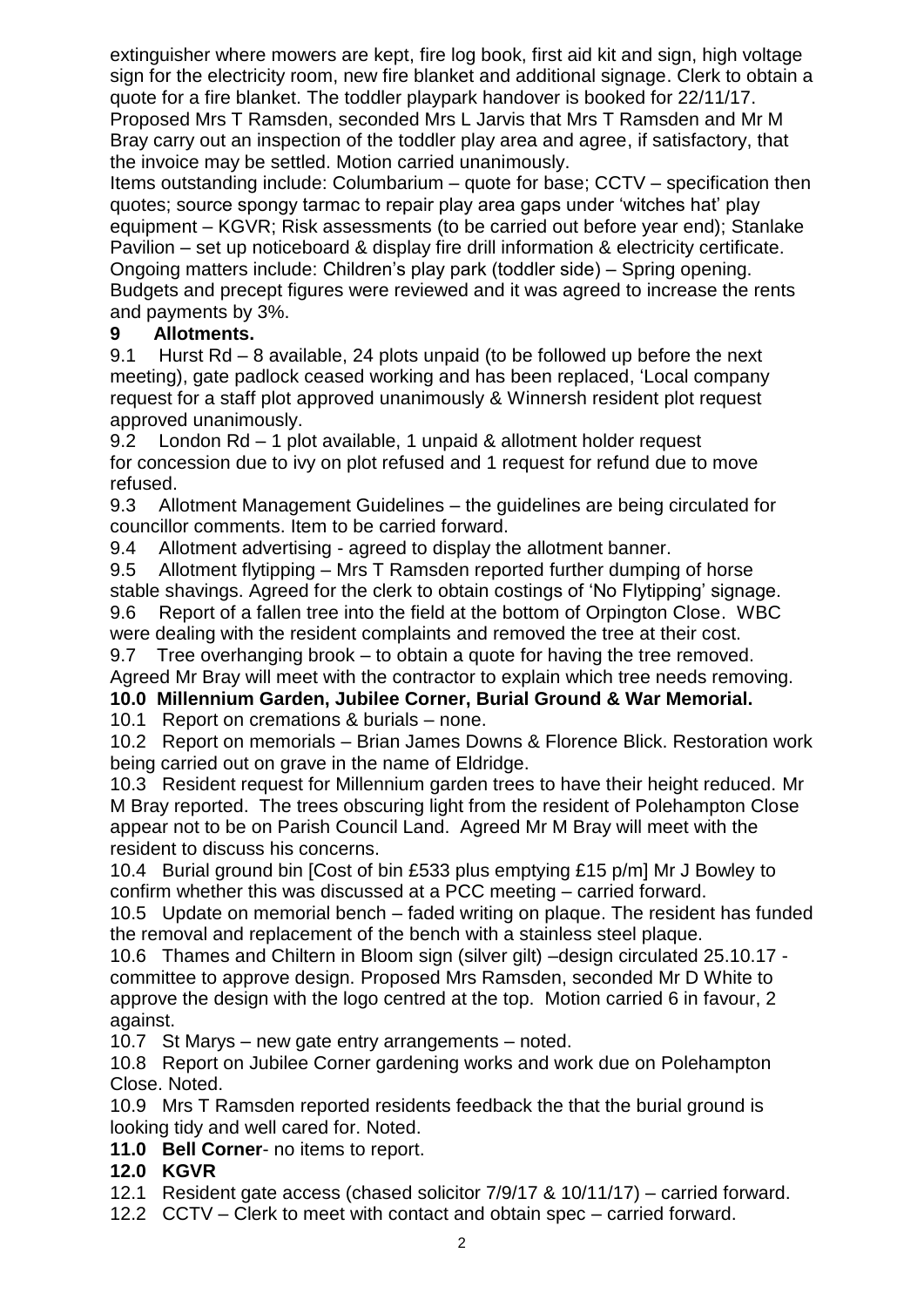extinguisher where mowers are kept, fire log book, first aid kit and sign, high voltage sign for the electricity room, new fire blanket and additional signage. Clerk to obtain a quote for a fire blanket. The toddler playpark handover is booked for 22/11/17. Proposed Mrs T Ramsden, seconded Mrs L Jarvis that Mrs T Ramsden and Mr M Bray carry out an inspection of the toddler play area and agree, if satisfactory, that the invoice may be settled. Motion carried unanimously.

Items outstanding include: Columbarium – quote for base; CCTV – specification then quotes; source spongy tarmac to repair play area gaps under 'witches hat' play equipment – KGVR; Risk assessments (to be carried out before year end); Stanlake Pavilion – set up noticeboard & display fire drill information & electricity certificate. Ongoing matters include: Children's play park (toddler side) – Spring opening. Budgets and precept figures were reviewed and it was agreed to increase the rents and payments by 3%.

**9 Allotments.**

9.1 Hurst Rd – 8 available, 24 plots unpaid (to be followed up before the next meeting), gate padlock ceased working and has been replaced, 'Local company request for a staff plot approved unanimously & Winnersh resident plot request approved unanimously.

9.2 London Rd – 1 plot available, 1 unpaid & allotment holder request for concession due to ivy on plot refused and 1 request for refund due to move refused.

9.3 Allotment Management Guidelines – the guidelines are being circulated for councillor comments. Item to be carried forward.

9.4 Allotment advertising - agreed to display the allotment banner.

9.5 Allotment flytipping – Mrs T Ramsden reported further dumping of horse stable shavings. Agreed for the clerk to obtain costings of 'No Flytipping' signage.

9.6 Report of a fallen tree into the field at the bottom of Orpington Close. WBC were dealing with the resident complaints and removed the tree at their cost.

9.7 Tree overhanging brook – to obtain a quote for having the tree removed. Agreed Mr Bray will meet with the contractor to explain which tree needs removing.

**10.0 Millennium Garden, Jubilee Corner, Burial Ground & War Memorial.**

10.1 Report on cremations & burials – none.

10.2 Report on memorials – Brian James Downs & Florence Blick. Restoration work being carried out on grave in the name of Eldridge.

10.3 Resident request for Millennium garden trees to have their height reduced. Mr M Bray reported. The trees obscuring light from the resident of Polehampton Close appear not to be on Parish Council Land. Agreed Mr M Bray will meet with the resident to discuss his concerns.

10.4 Burial ground bin [Cost of bin £533 plus emptying £15 p/m] Mr J Bowley to confirm whether this was discussed at a PCC meeting – carried forward.

10.5 Update on memorial bench – faded writing on plaque. The resident has funded the removal and replacement of the bench with a stainless steel plaque.

10.6 Thames and Chiltern in Bloom sign (silver gilt) –design circulated 25.10.17 - committee to approve design. Proposed Mrs Ramsden, seconded Mr D White to approve the design with the logo centred at the top. Motion carried 6 in favour, 2 against.

10.7 St Marys – new gate entry arrangements – noted.

10.8 Report on Jubilee Corner gardening works and work due on Polehampton Close. Noted.

10.9 Mrs T Ramsden reported residents feedback the that the burial ground is looking tidy and well cared for. Noted.

**11.0 Bell Corner**- no items to report.

**12.0 KGVR**

12.1 Resident gate access (chased solicitor 7/9/17 & 10/11/17) – carried forward.

12.2 CCTV – Clerk to meet with contact and obtain spec – carried forward.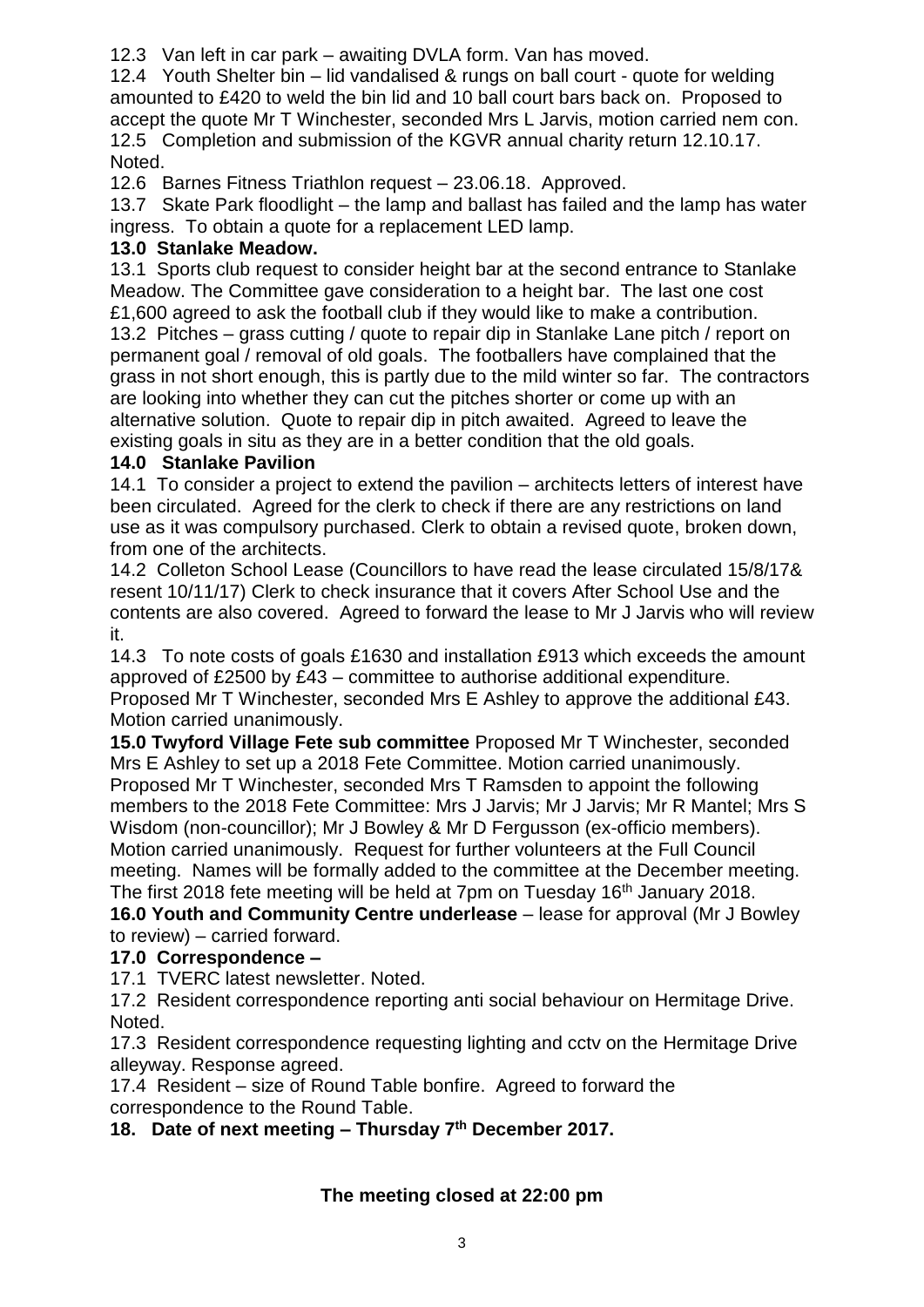12.3 Van left in car park – awaiting DVLA form. Van has moved.

12.4 Youth Shelter bin – lid vandalised & rungs on ball court - quote for welding amounted to £420 to weld the bin lid and 10 ball court bars back on. Proposed to accept the quote Mr T Winchester, seconded Mrs L Jarvis, motion carried nem con.

12.5 Completion and submission of the KGVR annual charity return 12.10.17. Noted.

12.6 Barnes Fitness Triathlon request – 23.06.18. Approved.

13.7 Skate Park floodlight – the lamp and ballast has failed and the lamp has water ingress. To obtain a quote for a replacement LED lamp.

**13.0 Stanlake Meadow.**

13.1 Sports club request to consider height bar at the second entrance to Stanlake Meadow. The Committee gave consideration to a height bar. The last one cost £1,600 agreed to ask the football club if they would like to make a contribution.

13.2 Pitches – grass cutting / quote to repair dip in Stanlake Lane pitch / report on permanent goal / removal of old goals. The footballers have complained that the grass in not short enough, this is partly due to the mild winter so far. The contractors are looking into whether they can cut the pitches shorter or come up with an alternative solution. Quote to repair dip in pitch awaited. Agreed to leave the existing goals in situ as they are in a better condition that the old goals.

**14.0 Stanlake Pavilion**

14.1 To consider a project to extend the pavilion – architects letters of interest have been circulated. Agreed for the clerk to check if there are any restrictions on land use as it was compulsory purchased. Clerk to obtain a revised quote, broken down, from one of the architects.

14.2 Colleton School Lease (Councillors to have read the lease circulated 15/8/17& resent 10/11/17) Clerk to check insurance that it covers After School Use and the contents are also covered. Agreed to forward the lease to Mr J Jarvis who will review it.

14.3 To note costs of goals £1630 and installation £913 which exceeds the amount approved of £2500 by £43 – committee to authorise additional expenditure. Proposed Mr T Winchester, seconded Mrs E Ashley to approve the additional £43. Motion carried unanimously.

**15.0 Twyford Village Fete sub committee** Proposed Mr T Winchester, seconded Mrs E Ashley to set up a 2018 Fete Committee. Motion carried unanimously. Proposed Mr T Winchester, seconded Mrs T Ramsden to appoint the following members to the 2018 Fete Committee: Mrs J Jarvis; Mr J Jarvis; Mr R Mantel; Mrs S Wisdom (non-councillor); Mr J Bowley & Mr D Fergusson (ex-officio members). Motion carried unanimously. Request for further volunteers at the Full Council meeting. Names will be formally added to the committee at the December meeting. The first 2018 fete meeting will be held at 7pm on Tuesday 16th January 2018.

**16.0 Youth and Community Centre underlease** – lease for approval (Mr J Bowley to review) – carried forward.

**17.0 Correspondence –**

17.1 TVERC latest newsletter. Noted.

17.2 Resident correspondence reporting anti social behaviour on Hermitage Drive. Noted.

17.3 Resident correspondence requesting lighting and cctv on the Hermitage Drive alleyway. Response agreed.

17.4 Resident – size of Round Table bonfire. Agreed to forward the correspondence to the Round Table.

**18. Date of next meeting – Thursday 7th December 2017.**

**The meeting closed at 22:00 pm**